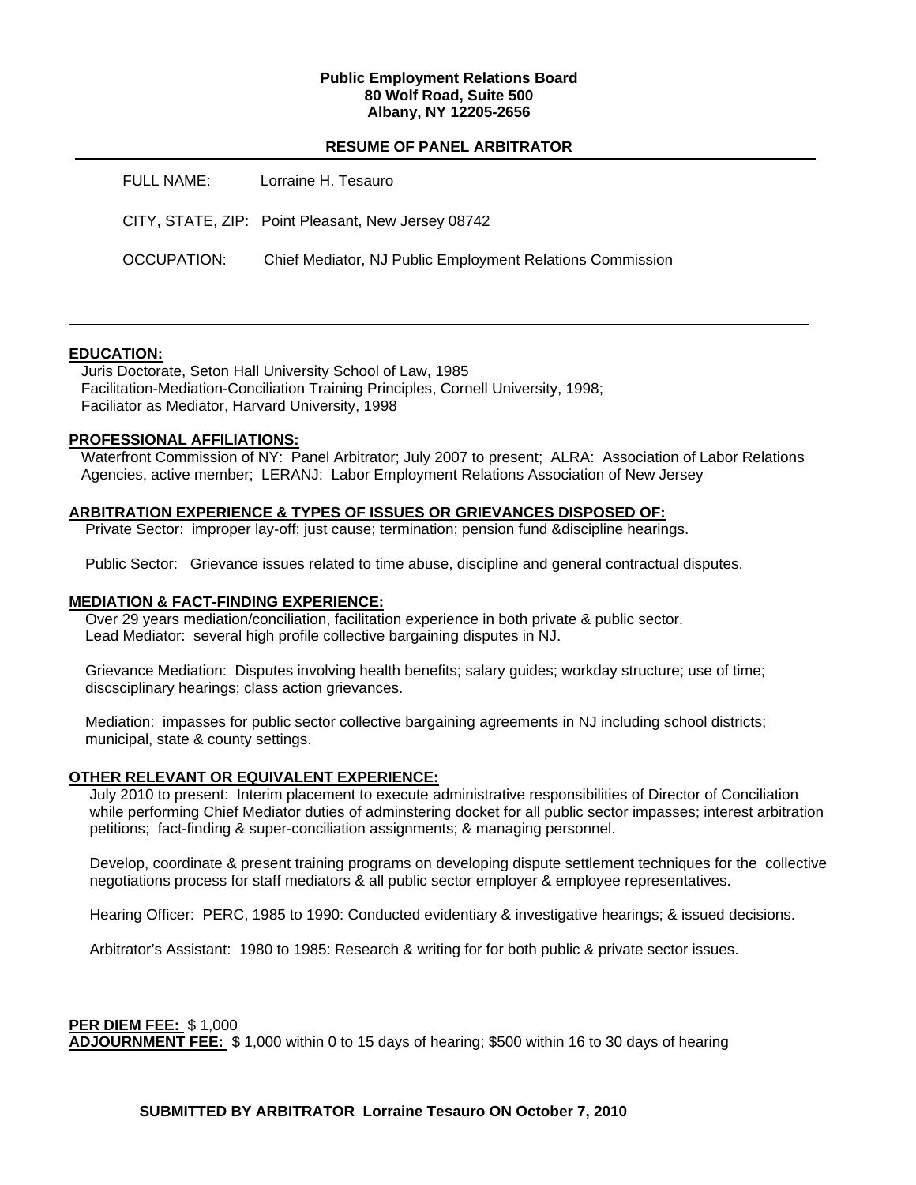**Public Employment Relations Board**
**80 Wolf Road, Suite 500**
**Albany, NY 12205-2656**

## RESUME OF PANEL ARBITRATOR

FULL NAME: Lorraine H. Tesauro

CITY, STATE, ZIP: Point Pleasant, New Jersey 08742

OCCUPATION: Chief Mediator, NJ Public Employment Relations Commission

---

### EDUCATION:

Juris Doctorate, Seton Hall University School of Law, 1985
Facilitation-Mediation-Conciliation Training Principles, Cornell University, 1998;
Faciliator as Mediator, Harvard University, 1998

### PROFESSIONAL AFFILIATIONS:

Waterfront Commission of NY: Panel Arbitrator; July 2007 to present; ALRA: Association of Labor Relations Agencies, active member; LERANJ: Labor Employment Relations Association of New Jersey

### ARBITRATION EXPERIENCE & TYPES OF ISSUES OR GRIEVANCES DISPOSED OF:

Private Sector: improper lay-off; just cause; termination; pension fund &discipline hearings.

Public Sector: Grievance issues related to time abuse, discipline and general contractual disputes.

### MEDIATION & FACT-FINDING EXPERIENCE:

Over 29 years mediation/conciliation, facilitation experience in both private & public sector.
Lead Mediator: several high profile collective bargaining disputes in NJ.

Grievance Mediation: Disputes involving health benefits; salary guides; workday structure; use of time; discsciplinary hearings; class action grievances.

Mediation: impasses for public sector collective bargaining agreements in NJ including school districts; municipal, state & county settings.

### OTHER RELEVANT OR EQUIVALENT EXPERIENCE:

July 2010 to present: Interim placement to execute administrative responsibilities of Director of Conciliation while performing Chief Mediator duties of adminstering docket for all public sector impasses; interest arbitration petitions; fact-finding & super-conciliation assignments; & managing personnel.

Develop, coordinate & present training programs on developing dispute settlement techniques for the collective negotiations process for staff mediators & all public sector employer & employee representatives.

Hearing Officer: PERC, 1985 to 1990: Conducted evidentiary & investigative hearings; & issued decisions.

Arbitrator's Assistant: 1980 to 1985: Research & writing for for both public & private sector issues.

**PER DIEM FEE:** $ 1,000
**ADJOURNMENT FEE:** $ 1,000 within 0 to 15 days of hearing; $500 within 16 to 30 days of hearing

**SUBMITTED BY ARBITRATOR Lorraine Tesauro ON October 7, 2010**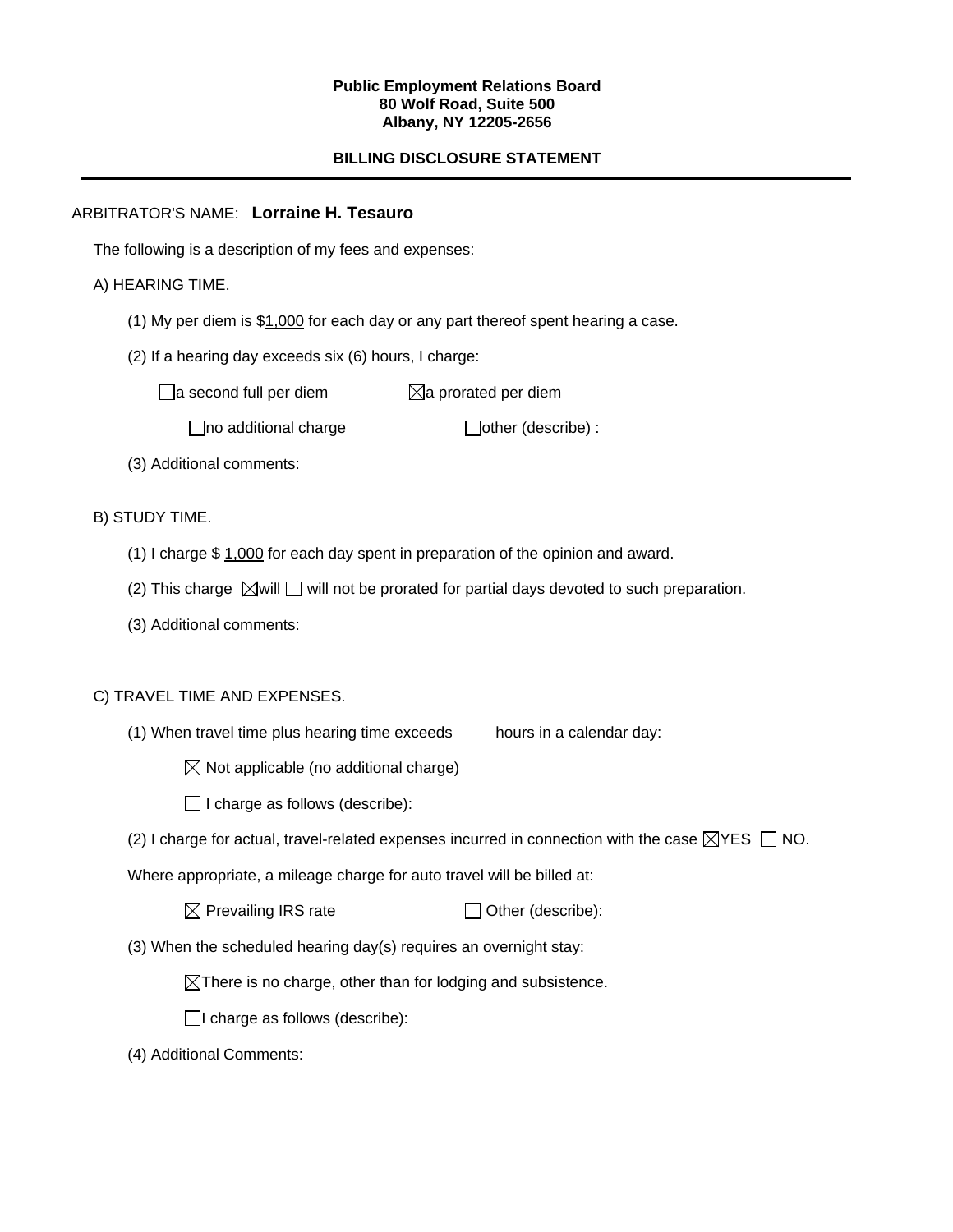**Public Employment Relations Board**
**80 Wolf Road, Suite 500**
**Albany, NY 12205-2656**

**BILLING DISCLOSURE STATEMENT**

---

ARBITRATOR'S NAME: **Lorraine H. Tesauro**

The following is a description of my fees and expenses:

A) HEARING TIME.

(1) My per diem is $1,000 for each day or any part thereof spent hearing a case.

(2) If a hearing day exceeds six (6) hours, I charge:

☐ a second full per diem ☒ a prorated per diem

☐ no additional charge ☐ other (describe) :

(3) Additional comments:

B) STUDY TIME.

(1) I charge $ 1,000 for each day spent in preparation of the opinion and award.

(2) This charge ☒ will ☐ will not be prorated for partial days devoted to such preparation.

(3) Additional comments:

C) TRAVEL TIME AND EXPENSES.

(1) When travel time plus hearing time exceeds hours in a calendar day:

☒ Not applicable (no additional charge)

☐ I charge as follows (describe):

(2) I charge for actual, travel-related expenses incurred in connection with the case ☒ YES ☐ NO.

Where appropriate, a mileage charge for auto travel will be billed at:

☒ Prevailing IRS rate ☐ Other (describe):

(3) When the scheduled hearing day(s) requires an overnight stay:

☒ There is no charge, other than for lodging and subsistence.

☐ I charge as follows (describe):

(4) Additional Comments: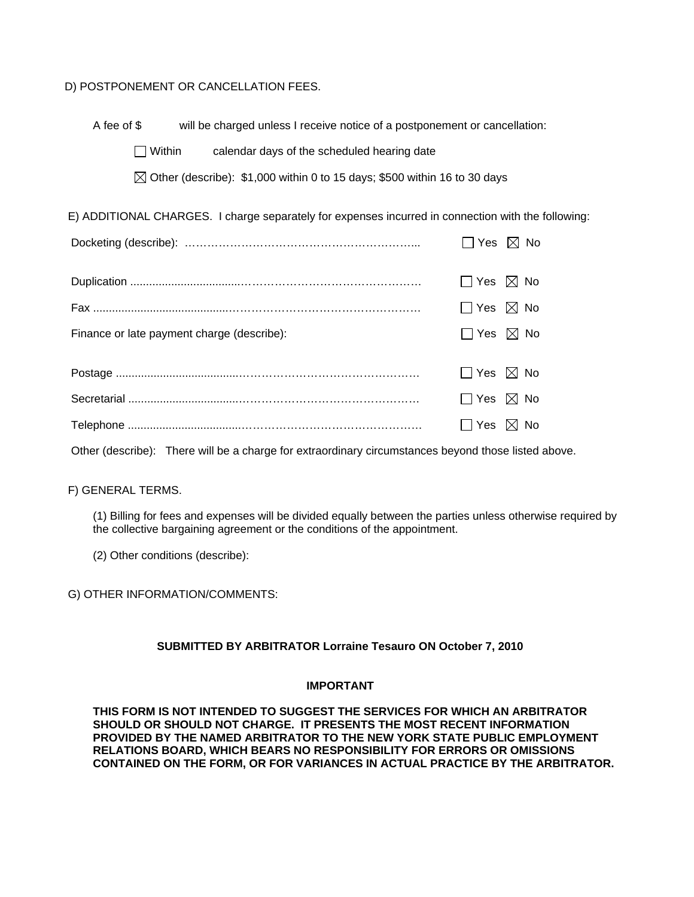D) POSTPONEMENT OR CANCELLATION FEES.

A fee of $ will be charged unless I receive notice of a postponement or cancellation:

☐ Within calendar days of the scheduled hearing date

☒ Other (describe): $1,000 within 0 to 15 days; $500 within 16 to 30 days

E) ADDITIONAL CHARGES. I charge separately for expenses incurred in connection with the following:

| | |
|---|---|
| Docketing (describe): ……………………………………………………... | ☐ Yes ☒ No |
| Duplication ...................................……………………………………… | ☐ Yes ☒ No |
| Fax ..........................................…………………………………………… | ☐ Yes ☒ No |
| Finance or late payment charge (describe): | ☐ Yes ☒ No |
| Postage ......................................……………………………………… | ☐ Yes ☒ No |
| Secretarial ..................................……………………………………… | ☐ Yes ☒ No |
| Telephone ...................................……………………………………… | ☐ Yes ☒ No |

Other (describe): There will be a charge for extraordinary circumstances beyond those listed above.

F) GENERAL TERMS.

(1) Billing for fees and expenses will be divided equally between the parties unless otherwise required by the collective bargaining agreement or the conditions of the appointment.

(2) Other conditions (describe):

G) OTHER INFORMATION/COMMENTS:

**SUBMITTED BY ARBITRATOR Lorraine Tesauro ON October 7, 2010**

**IMPORTANT**

**THIS FORM IS NOT INTENDED TO SUGGEST THE SERVICES FOR WHICH AN ARBITRATOR SHOULD OR SHOULD NOT CHARGE. IT PRESENTS THE MOST RECENT INFORMATION PROVIDED BY THE NAMED ARBITRATOR TO THE NEW YORK STATE PUBLIC EMPLOYMENT RELATIONS BOARD, WHICH BEARS NO RESPONSIBILITY FOR ERRORS OR OMISSIONS CONTAINED ON THE FORM, OR FOR VARIANCES IN ACTUAL PRACTICE BY THE ARBITRATOR.**